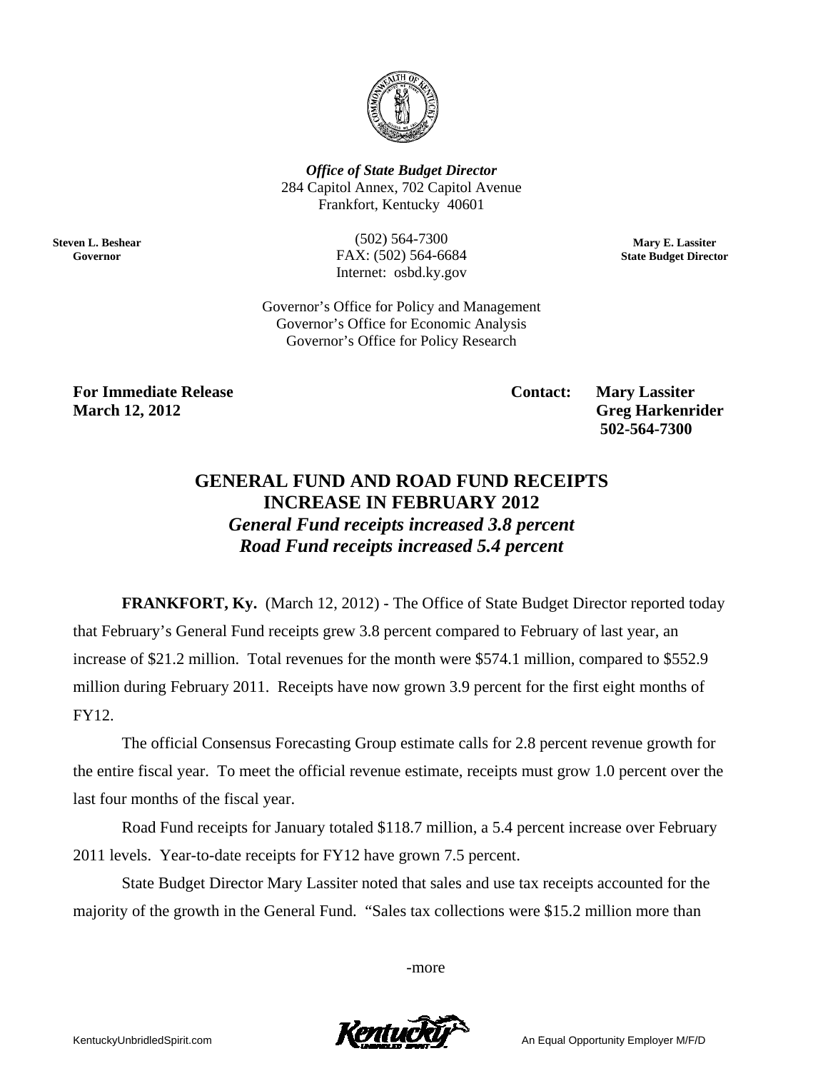***Office of State Budget Director***
284 Capitol Annex, 702 Capitol Avenue
Frankfort, Kentucky 40601

**Steven L. Beshear**
**Governor**

(502) 564-7300
FAX: (502) 564-6684
Internet: osbd.ky.gov

**Mary E. Lassiter**
**State Budget Director**

Governor's Office for Policy and Management
Governor's Office for Economic Analysis
Governor's Office for Policy Research

**For Immediate Release**
**March 12, 2012**

**Contact: Mary Lassiter**
**Greg Harkenrider**
**502-564-7300**

# GENERAL FUND AND ROAD FUND RECEIPTS INCREASE IN FEBRUARY 2012

## *General Fund receipts increased 3.8 percent*
## *Road Fund receipts increased 5.4 percent*

**FRANKFORT, Ky.** (March 12, 2012) - The Office of State Budget Director reported today that February's General Fund receipts grew 3.8 percent compared to February of last year, an increase of $21.2 million. Total revenues for the month were $574.1 million, compared to $552.9 million during February 2011. Receipts have now grown 3.9 percent for the first eight months of FY12.

The official Consensus Forecasting Group estimate calls for 2.8 percent revenue growth for the entire fiscal year. To meet the official revenue estimate, receipts must grow 1.0 percent over the last four months of the fiscal year.

Road Fund receipts for January totaled $118.7 million, a 5.4 percent increase over February 2011 levels. Year-to-date receipts for FY12 have grown 7.5 percent.

State Budget Director Mary Lassiter noted that sales and use tax receipts accounted for the majority of the growth in the General Fund. "Sales tax collections were $15.2 million more than

-more

KentuckyUnbridledSpirit.com

An Equal Opportunity Employer M/F/D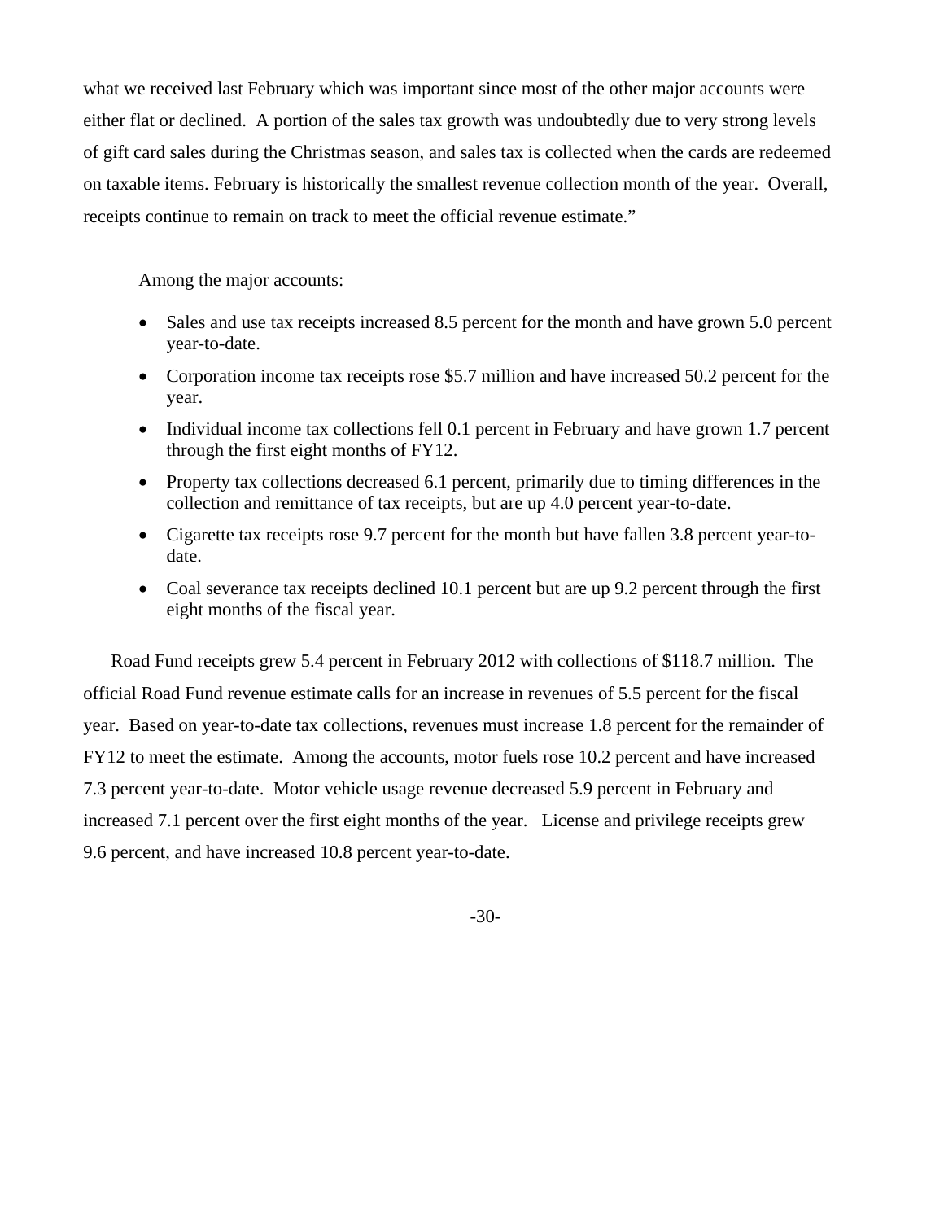what we received last February which was important since most of the other major accounts were either flat or declined. A portion of the sales tax growth was undoubtedly due to very strong levels of gift card sales during the Christmas season, and sales tax is collected when the cards are redeemed on taxable items. February is historically the smallest revenue collection month of the year. Overall, receipts continue to remain on track to meet the official revenue estimate."

Among the major accounts:

- Sales and use tax receipts increased 8.5 percent for the month and have grown 5.0 percent year-to-date.
- Corporation income tax receipts rose $5.7 million and have increased 50.2 percent for the year.
- Individual income tax collections fell 0.1 percent in February and have grown 1.7 percent through the first eight months of FY12.
- Property tax collections decreased 6.1 percent, primarily due to timing differences in the collection and remittance of tax receipts, but are up 4.0 percent year-to-date.
- Cigarette tax receipts rose 9.7 percent for the month but have fallen 3.8 percent year-to-date.
- Coal severance tax receipts declined 10.1 percent but are up 9.2 percent through the first eight months of the fiscal year.

Road Fund receipts grew 5.4 percent in February 2012 with collections of $118.7 million. The official Road Fund revenue estimate calls for an increase in revenues of 5.5 percent for the fiscal year. Based on year-to-date tax collections, revenues must increase 1.8 percent for the remainder of FY12 to meet the estimate. Among the accounts, motor fuels rose 10.2 percent and have increased 7.3 percent year-to-date. Motor vehicle usage revenue decreased 5.9 percent in February and increased 7.1 percent over the first eight months of the year. License and privilege receipts grew 9.6 percent, and have increased 10.8 percent year-to-date.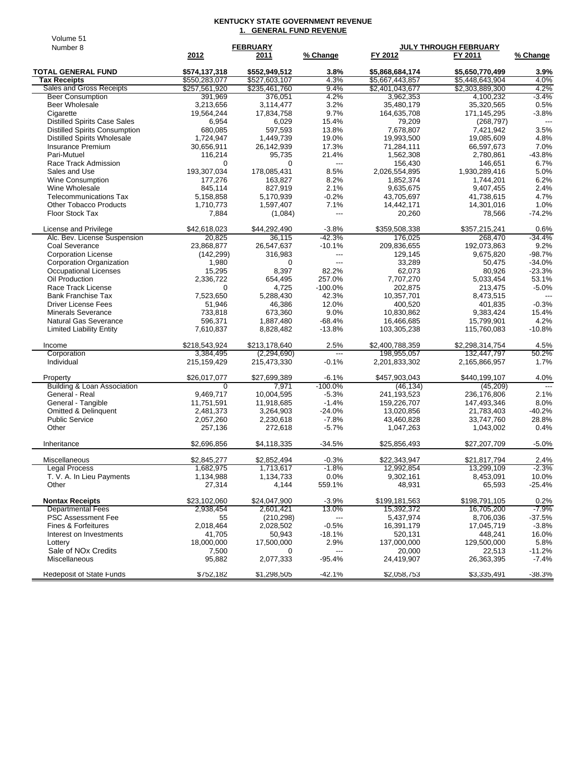**KENTUCKY STATE GOVERNMENT REVENUE**
**1. GENERAL FUND REVENUE**

Volume 51
Number 8

| | FEBRUARY | | | JULY THROUGH FEBRUARY | | |
|---|---|---|---|---|---|---|
| | 2012 | 2011 | % Change | FY 2012 | FY 2011 | % Change |
| **TOTAL GENERAL FUND** | **$574,137,318** | **$552,949,512** | **3.8%** | **$5,868,684,174** | **$5,650,770,499** | **3.9%** |
| **Tax Receipts** | $550,283,077 | $527,603,107 | 4.3% | $5,667,443,857 | $5,448,643,904 | 4.0% |
| Sales and Gross Receipts | $257,561,920 | $235,461,760 | 9.4% | $2,401,043,677 | $2,303,889,300 | 4.2% |
| Beer Consumption | 391,969 | 376,051 | 4.2% | 3,962,353 | 4,100,232 | -3.4% |
| Beer Wholesale | 3,213,656 | 3,114,477 | 3.2% | 35,480,179 | 35,320,565 | 0.5% |
| Cigarette | 19,564,244 | 17,834,758 | 9.7% | 164,635,708 | 171,145,295 | -3.8% |
| Distilled Spirits Case Sales | 6,954 | 6,029 | 15.4% | 79,209 | (268,797) | --- |
| Distilled Spirits Consumption | 680,085 | 597,593 | 13.8% | 7,678,807 | 7,421,942 | 3.5% |
| Distilled Spirits Wholesale | 1,724,947 | 1,449,739 | 19.0% | 19,993,500 | 19,085,609 | 4.8% |
| Insurance Premium | 30,656,911 | 26,142,939 | 17.3% | 71,284,111 | 66,597,673 | 7.0% |
| Pari-Mutuel | 116,214 | 95,735 | 21.4% | 1,562,308 | 2,780,861 | -43.8% |
| Race Track Admission | 0 | 0 | --- | 156,430 | 146,651 | 6.7% |
| Sales and Use | 193,307,034 | 178,085,431 | 8.5% | 2,026,554,895 | 1,930,289,416 | 5.0% |
| Wine Consumption | 177,276 | 163,827 | 8.2% | 1,852,374 | 1,744,201 | 6.2% |
| Wine Wholesale | 845,114 | 827,919 | 2.1% | 9,635,675 | 9,407,455 | 2.4% |
| Telecommunications Tax | 5,158,858 | 5,170,939 | -0.2% | 43,705,697 | 41,738,615 | 4.7% |
| Other Tobacco Products | 1,710,773 | 1,597,407 | 7.1% | 14,442,171 | 14,301,016 | 1.0% |
| Floor Stock Tax | 7,884 | (1,084) | --- | 20,260 | 78,566 | -74.2% |
| | | | | | | |
| License and Privilege | $42,618,023 | $44,292,490 | -3.8% | $359,508,338 | $357,215,241 | 0.6% |
| Alc. Bev. License Suspension | 20,825 | 36,115 | -42.3% | 176,025 | 268,470 | -34.4% |
| Coal Severance | 23,868,877 | 26,547,637 | -10.1% | 209,836,655 | 192,073,863 | 9.2% |
| Corporation License | (142,299) | 316,983 | --- | 129,145 | 9,675,820 | -98.7% |
| Corporation Organization | 1,980 | 0 | --- | 33,289 | 50,475 | -34.0% |
| Occupational Licenses | 15,295 | 8,397 | 82.2% | 62,073 | 80,926 | -23.3% |
| Oil Production | 2,336,722 | 654,495 | 257.0% | 7,707,270 | 5,033,454 | 53.1% |
| Race Track License | 0 | 4,725 | -100.0% | 202,875 | 213,475 | -5.0% |
| Bank Franchise Tax | 7,523,650 | 5,288,430 | 42.3% | 10,357,701 | 8,473,515 | --- |
| Driver License Fees | 51,946 | 46,386 | 12.0% | 400,520 | 401,835 | -0.3% |
| Minerals Severance | 733,818 | 673,360 | 9.0% | 10,830,862 | 9,383,424 | 15.4% |
| Natural Gas Severance | 596,371 | 1,887,480 | -68.4% | 16,466,685 | 15,799,901 | 4.2% |
| Limited Liability Entity | 7,610,837 | 8,828,482 | -13.8% | 103,305,238 | 115,760,083 | -10.8% |
| | | | | | | |
| Income | $218,543,924 | $213,178,640 | 2.5% | $2,400,788,359 | $2,298,314,754 | 4.5% |
| Corporation | 3,384,495 | (2,294,690) | --- | 198,955,057 | 132,447,797 | 50.2% |
| Individual | 215,159,429 | 215,473,330 | -0.1% | 2,201,833,302 | 2,165,866,957 | 1.7% |
| | | | | | | |
| Property | $26,017,077 | $27,699,389 | -6.1% | $457,903,043 | $440,199,107 | 4.0% |
| Building & Loan Association | 0 | 7,971 | -100.0% | (46,134) | (45,209) | --- |
| General - Real | 9,469,717 | 10,004,595 | -5.3% | 241,193,523 | 236,176,806 | 2.1% |
| General - Tangible | 11,751,591 | 11,918,685 | -1.4% | 159,226,707 | 147,493,346 | 8.0% |
| Omitted & Delinquent | 2,481,373 | 3,264,903 | -24.0% | 13,020,856 | 21,783,403 | -40.2% |
| Public Service | 2,057,260 | 2,230,618 | -7.8% | 43,460,828 | 33,747,760 | 28.8% |
| Other | 257,136 | 272,618 | -5.7% | 1,047,263 | 1,043,002 | 0.4% |
| | | | | | | |
| Inheritance | $2,696,856 | $4,118,335 | -34.5% | $25,856,493 | $27,207,709 | -5.0% |
| | | | | | | |
| Miscellaneous | $2,845,277 | $2,852,494 | -0.3% | $22,343,947 | $21,817,794 | 2.4% |
| Legal Process | 1,682,975 | 1,713,617 | -1.8% | 12,992,854 | 13,299,109 | -2.3% |
| T. V. A. In Lieu Payments | 1,134,988 | 1,134,733 | 0.0% | 9,302,161 | 8,453,091 | 10.0% |
| Other | 27,314 | 4,144 | 559.1% | 48,931 | 65,593 | -25.4% |
| | | | | | | |
| **Nontax Receipts** | $23,102,060 | $24,047,900 | -3.9% | $199,181,563 | $198,791,105 | 0.2% |
| Departmental Fees | 2,938,454 | 2,601,421 | 13.0% | 15,392,372 | 16,705,200 | -7.9% |
| PSC Assessment Fee | 55 | (210,298) | --- | 5,437,974 | 8,706,036 | -37.5% |
| Fines & Forfeitures | 2,018,464 | 2,028,502 | -0.5% | 16,391,179 | 17,045,719 | -3.8% |
| Interest on Investments | 41,705 | 50,943 | -18.1% | 520,131 | 448,241 | 16.0% |
| Lottery | 18,000,000 | 17,500,000 | 2.9% | 137,000,000 | 129,500,000 | 5.8% |
| Sale of NOx Credits | 7,500 | 0 | --- | 20,000 | 22,513 | -11.2% |
| Miscellaneous | 95,882 | 2,077,333 | -95.4% | 24,419,907 | 26,363,395 | -7.4% |
| | | | | | | |
| Redeposit of State Funds | $752,182 | $1,298,505 | -42.1% | $2,058,753 | $3,335,491 | -38.3% |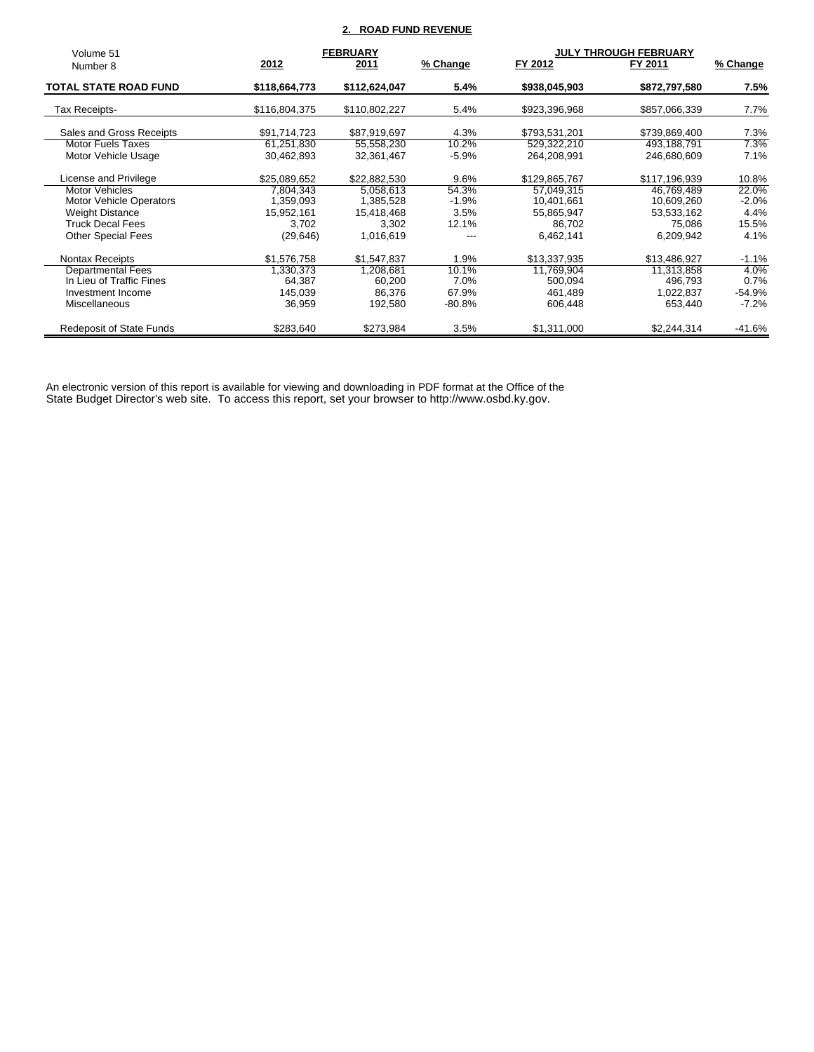## 2. ROAD FUND REVENUE

| Volume 51<br>Number 8 | FEBRUARY<br>2012 | 2011 | % Change | JULY THROUGH FEBRUARY<br>FY 2012 | FY 2011 | % Change |
|---|---|---|---|---|---|---|
| **TOTAL STATE ROAD FUND** | **$118,664,773** | **$112,624,047** | **5.4%** | **$938,045,903** | **$872,797,580** | **7.5%** |
| Tax Receipts- | $116,804,375 | $110,802,227 | 5.4% | $923,396,968 | $857,066,339 | 7.7% |
| Sales and Gross Receipts | $91,714,723 | $87,919,697 | 4.3% | $793,531,201 | $739,869,400 | 7.3% |
| Motor Fuels Taxes | 61,251,830 | 55,558,230 | 10.2% | 529,322,210 | 493,188,791 | 7.3% |
| Motor Vehicle Usage | 30,462,893 | 32,361,467 | -5.9% | 264,208,991 | 246,680,609 | 7.1% |
| License and Privilege | $25,089,652 | $22,882,530 | 9.6% | $129,865,767 | $117,196,939 | 10.8% |
| Motor Vehicles | 7,804,343 | 5,058,613 | 54.3% | 57,049,315 | 46,769,489 | 22.0% |
| Motor Vehicle Operators | 1,359,093 | 1,385,528 | -1.9% | 10,401,661 | 10,609,260 | -2.0% |
| Weight Distance | 15,952,161 | 15,418,468 | 3.5% | 55,865,947 | 53,533,162 | 4.4% |
| Truck Decal Fees | 3,702 | 3,302 | 12.1% | 86,702 | 75,086 | 15.5% |
| Other Special Fees | (29,646) | 1,016,619 | --- | 6,462,141 | 6,209,942 | 4.1% |
| Nontax Receipts | $1,576,758 | $1,547,837 | 1.9% | $13,337,935 | $13,486,927 | -1.1% |
| Departmental Fees | 1,330,373 | 1,208,681 | 10.1% | 11,769,904 | 11,313,858 | 4.0% |
| In Lieu of Traffic Fines | 64,387 | 60,200 | 7.0% | 500,094 | 496,793 | 0.7% |
| Investment Income | 145,039 | 86,376 | 67.9% | 461,489 | 1,022,837 | -54.9% |
| Miscellaneous | 36,959 | 192,580 | -80.8% | 606,448 | 653,440 | -7.2% |
| Redeposit of State Funds | $283,640 | $273,984 | 3.5% | $1,311,000 | $2,244,314 | -41.6% |

An electronic version of this report is available for viewing and downloading in PDF format at the Office of the State Budget Director's web site. To access this report, set your browser to http://www.osbd.ky.gov.